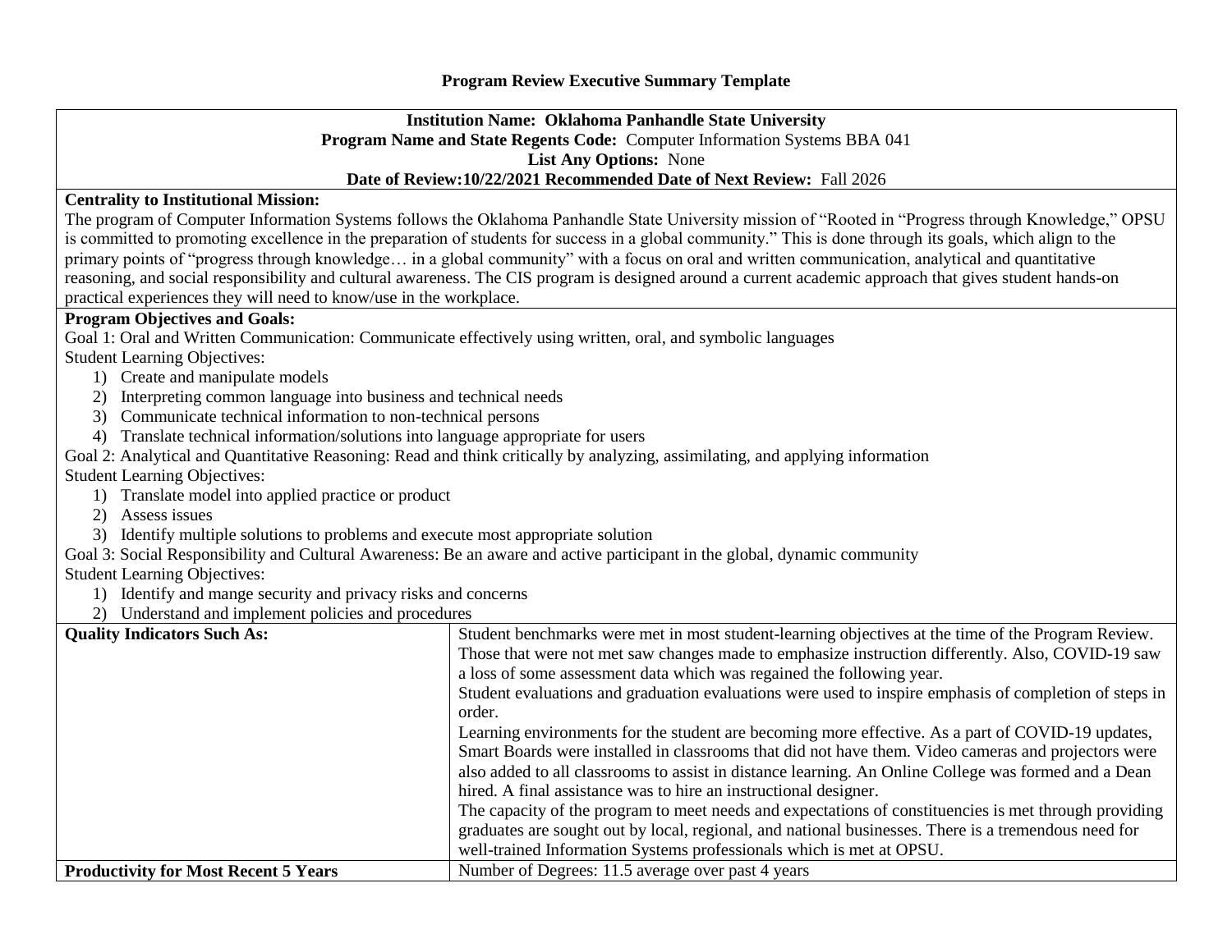# Program Review Executive Summary Template

**Institution Name: Oklahoma Panhandle State University**
**Program Name and State Regents Code:** Computer Information Systems BBA 041
**List Any Options:** None
**Date of Review:10/22/2021 Recommended Date of Next Review:** Fall 2026

**Centrality to Institutional Mission:**

The program of Computer Information Systems follows the Oklahoma Panhandle State University mission of "Rooted in "Progress through Knowledge," OPSU is committed to promoting excellence in the preparation of students for success in a global community." This is done through its goals, which align to the primary points of "progress through knowledge… in a global community" with a focus on oral and written communication, analytical and quantitative reasoning, and social responsibility and cultural awareness. The CIS program is designed around a current academic approach that gives student hands-on practical experiences they will need to know/use in the workplace.

**Program Objectives and Goals:**

Goal 1: Oral and Written Communication: Communicate effectively using written, oral, and symbolic languages

Student Learning Objectives:

1) Create and manipulate models
2) Interpreting common language into business and technical needs
3) Communicate technical information to non-technical persons
4) Translate technical information/solutions into language appropriate for users

Goal 2: Analytical and Quantitative Reasoning: Read and think critically by analyzing, assimilating, and applying information

Student Learning Objectives:

1) Translate model into applied practice or product
2) Assess issues
3) Identify multiple solutions to problems and execute most appropriate solution

Goal 3: Social Responsibility and Cultural Awareness: Be an aware and active participant in the global, dynamic community

Student Learning Objectives:

1) Identify and mange security and privacy risks and concerns
2) Understand and implement policies and procedures

| **Quality Indicators Such As:** | Student benchmarks were met in most student-learning objectives at the time of the Program Review. Those that were not met saw changes made to emphasize instruction differently. Also, COVID-19 saw a loss of some assessment data which was regained the following year.<br>Student evaluations and graduation evaluations were used to inspire emphasis of completion of steps in order.<br>Learning environments for the student are becoming more effective. As a part of COVID-19 updates, Smart Boards were installed in classrooms that did not have them. Video cameras and projectors were also added to all classrooms to assist in distance learning. An Online College was formed and a Dean hired. A final assistance was to hire an instructional designer.<br>The capacity of the program to meet needs and expectations of constituencies is met through providing graduates are sought out by local, regional, and national businesses. There is a tremendous need for well-trained Information Systems professionals which is met at OPSU. |
|---|---|
| **Productivity for Most Recent 5 Years** | Number of Degrees: 11.5 average over past 4 years |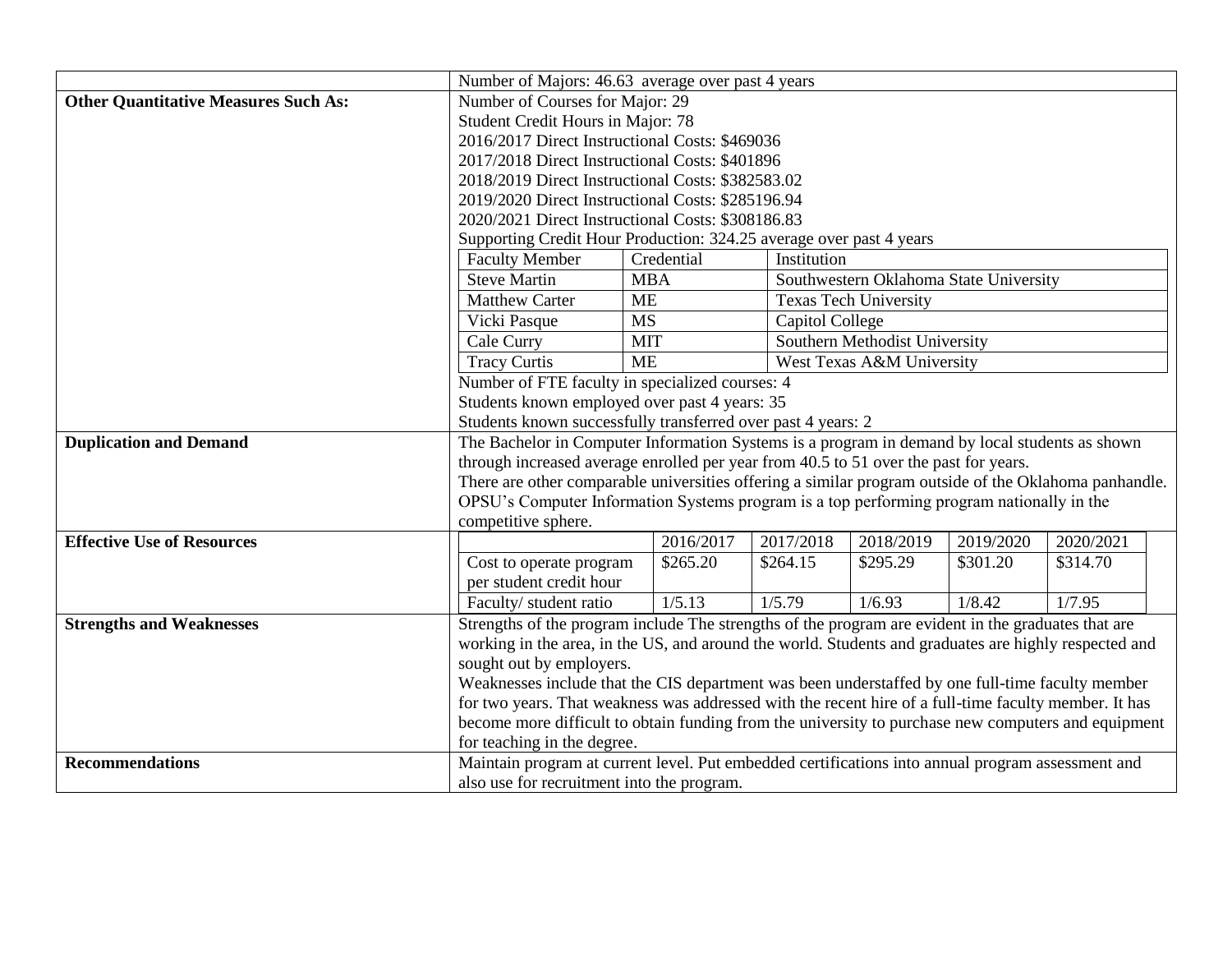| | |
|---|---|
| | Number of Majors: 46.63 average over past 4 years |
| **Other Quantitative Measures Such As:** | Number of Courses for Major: 29<br>Student Credit Hours in Major: 78<br>2016/2017 Direct Instructional Costs: $469036<br>2017/2018 Direct Instructional Costs: $401896<br>2018/2019 Direct Instructional Costs: $382583.02<br>2019/2020 Direct Instructional Costs: $285196.94<br>2020/2021 Direct Instructional Costs: $308186.83<br>Supporting Credit Hour Production: 324.25 average over past 4 years |

| Faculty Member | Credential | Institution |
|---|---|---|
| Steve Martin | MBA | Southwestern Oklahoma State University |
| Matthew Carter | ME | Texas Tech University |
| Vicki Pasque | MS | Capitol College |
| Cale Curry | MIT | Southern Methodist University |
| Tracy Curtis | ME | West Texas A&M University |

Number of FTE faculty in specialized courses: 4
Students known employed over past 4 years: 35
Students known successfully transferred over past 4 years: 2

| | |
|---|---|
| **Duplication and Demand** | The Bachelor in Computer Information Systems is a program in demand by local students as shown through increased average enrolled per year from 40.5 to 51 over the past for years.<br>There are other comparable universities offering a similar program outside of the Oklahoma panhandle.<br>OPSU's Computer Information Systems program is a top performing program nationally in the competitive sphere. |

**Effective Use of Resources**

| | 2016/2017 | 2017/2018 | 2018/2019 | 2019/2020 | 2020/2021 |
|---|---|---|---|---|---|
| Cost to operate program per student credit hour | $265.20 | $264.15 | $295.29 | $301.20 | $314.70 |
| Faculty/ student ratio | 1/5.13 | 1/5.79 | 1/6.93 | 1/8.42 | 1/7.95 |

| | |
|---|---|
| **Strengths and Weaknesses** | Strengths of the program include The strengths of the program are evident in the graduates that are working in the area, in the US, and around the world. Students and graduates are highly respected and sought out by employers.<br>Weaknesses include that the CIS department was been understaffed by one full-time faculty member for two years. That weakness was addressed with the recent hire of a full-time faculty member. It has become more difficult to obtain funding from the university to purchase new computers and equipment for teaching in the degree. |
| **Recommendations** | Maintain program at current level. Put embedded certifications into annual program assessment and also use for recruitment into the program. |